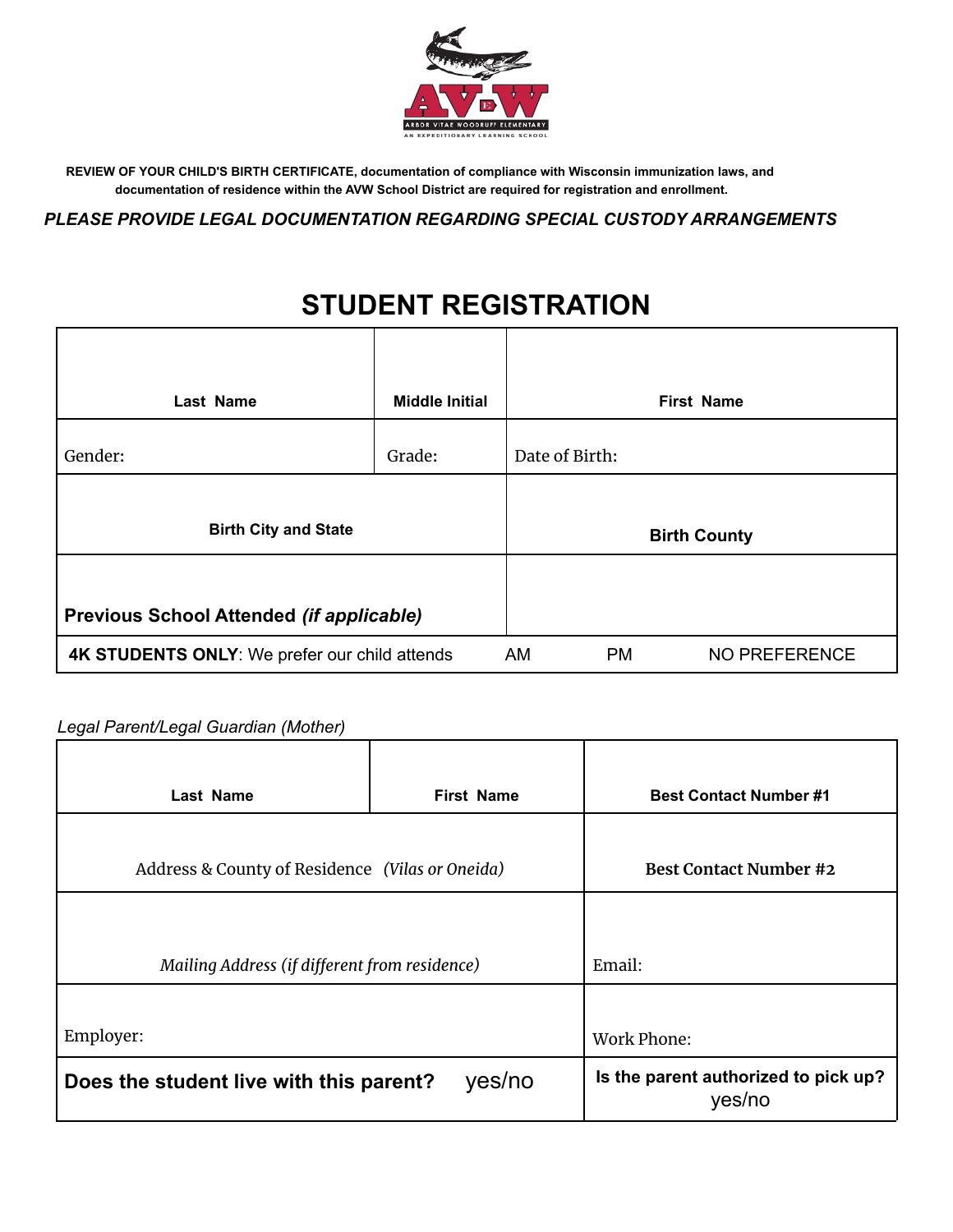REVIEW OF YOUR CHILD'S BIRTH CERTIFICATE, documentation of compliance with Wisconsin immunization laws, and documentation of residence within the AVW School District are required for registration and enrollment.

***PLEASE PROVIDE LEGAL DOCUMENTATION REGARDING SPECIAL CUSTODY ARRANGEMENTS***

# STUDENT REGISTRATION

| **Last Name** | **Middle Initial** | **First Name** | | |
|---|---|---|---|---|
| Gender: | Grade: | Date of Birth: | | |
| **Birth City and State** | | **Birth County** | | |
| **Previous School Attended *(if applicable)*** | | | | |
| **4K STUDENTS ONLY**: We prefer our child attends | | AM | PM | NO PREFERENCE |

*Legal Parent/Legal Guardian (Mother)*

| **Last Name** | **First Name** | **Best Contact Number #1** |
|---|---|---|
| Address & County of Residence *(Vilas or Oneida)* | | **Best Contact Number #2** |
| *Mailing Address (if different from residence)* | | Email: |
| Employer: | | Work Phone: |
| **Does the student live with this parent?** yes/no | | **Is the parent authorized to pick up?** yes/no |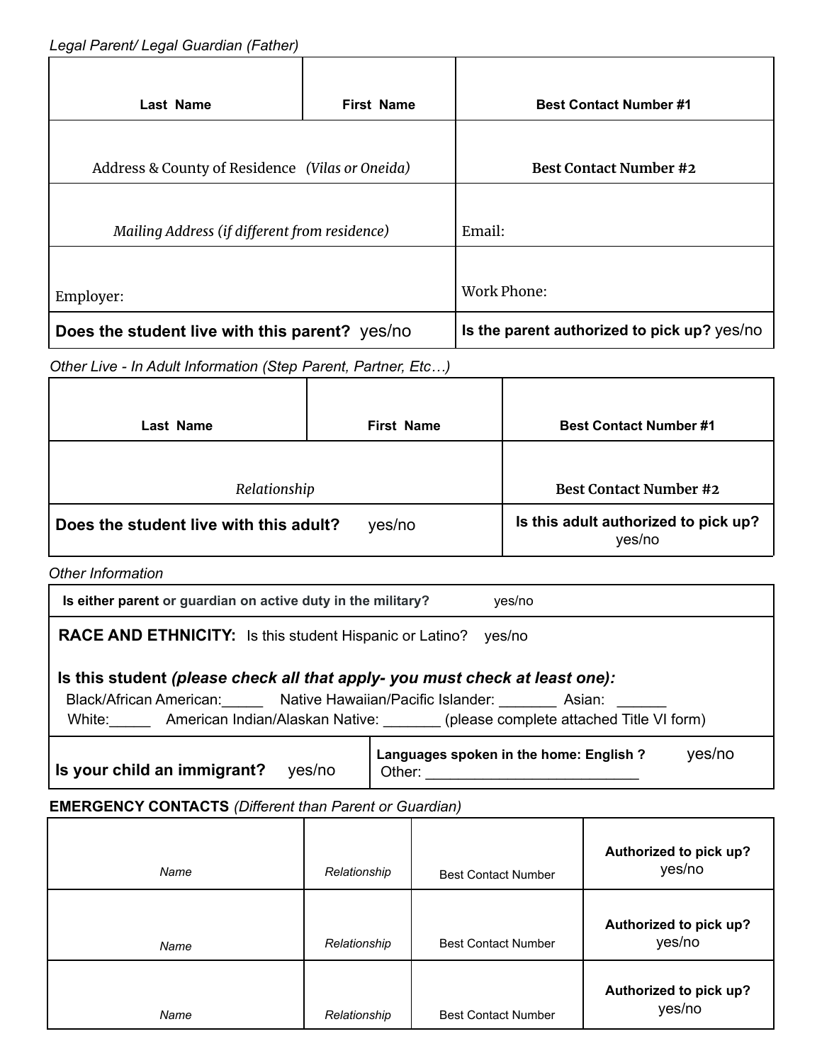*Legal Parent/ Legal Guardian (Father)*

| **Last Name** | **First Name** | **Best Contact Number #1** |
|---|---|---|
| Address & County of Residence *(Vilas or Oneida)* | | **Best Contact Number #2** |
| *Mailing Address (if different from residence)* | | Email: |
| Employer: | | Work Phone: |
| **Does the student live with this parent?** yes/no | | **Is the parent authorized to pick up?** yes/no |

*Other Live - In Adult Information (Step Parent, Partner, Etc…)*

| **Last Name** | **First Name** | **Best Contact Number #1** |
|---|---|---|
| *Relationship* | | **Best Contact Number #2** |
| **Does the student live with this adult?** yes/no | | **Is this adult authorized to pick up?** yes/no |

*Other Information*

**Is either parent or guardian on active duty in the military?** yes/no

**RACE AND ETHNICITY:** Is this student Hispanic or Latino? yes/no

**Is this student *(please check all that apply- you must check at least one)*:**

Black/African American:_____ Native Hawaiian/Pacific Islander: _______ Asian: ______
White:_____ American Indian/Alaskan Native: _______ (please complete attached Title VI form)

| **Is your child an immigrant?** yes/no | **Languages spoken in the home: English ?** yes/no<br>Other: __________________________ |
|---|---|

**EMERGENCY CONTACTS** *(Different than Parent or Guardian)*

| *Name* | *Relationship* | Best Contact Number | **Authorized to pick up?** yes/no |
|---|---|---|---|
| *Name* | *Relationship* | Best Contact Number | **Authorized to pick up?** yes/no |
| *Name* | *Relationship* | Best Contact Number | **Authorized to pick up?** yes/no |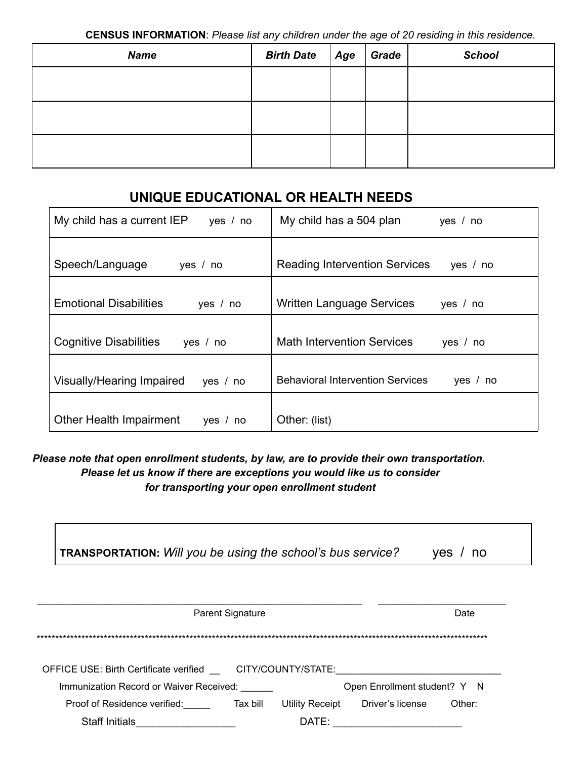**CENSUS INFORMATION**: *Please list any children under the age of 20 residing in this residence.*

| *Name* | *Birth Date* | *Age* | *Grade* | *School* |
|---|---|---|---|---|
| | | | | |
| | | | | |
| | | | | |

## UNIQUE EDUCATIONAL OR HEALTH NEEDS

| | |
|---|---|
| My child has a current IEP yes / no | My child has a 504 plan yes / no |
| Speech/Language yes / no | Reading Intervention Services yes / no |
| Emotional Disabilities yes / no | Written Language Services yes / no |
| Cognitive Disabilities yes / no | Math Intervention Services yes / no |
| Visually/Hearing Impaired yes / no | Behavioral Intervention Services yes / no |
| Other Health Impairment yes / no | Other: (list) |

***Please note that open enrollment students, by law, are to provide their own transportation. Please let us know if there are exceptions you would like us to consider for transporting your open enrollment student***

**TRANSPORTATION:** *Will you be using the school's bus service?* yes / no

______________________________________________________________ ________________________

Parent Signature Date

**************************************************************************************************************************

OFFICE USE: Birth Certificate verified __ CITY/COUNTY/STATE:_______________________________

Immunization Record or Waiver Received: ______ Open Enrollment student? Y N

Proof of Residence verified:_____ Tax bill Utility Receipt Driver's license Other:

Staff Initials_________________ DATE: ______________________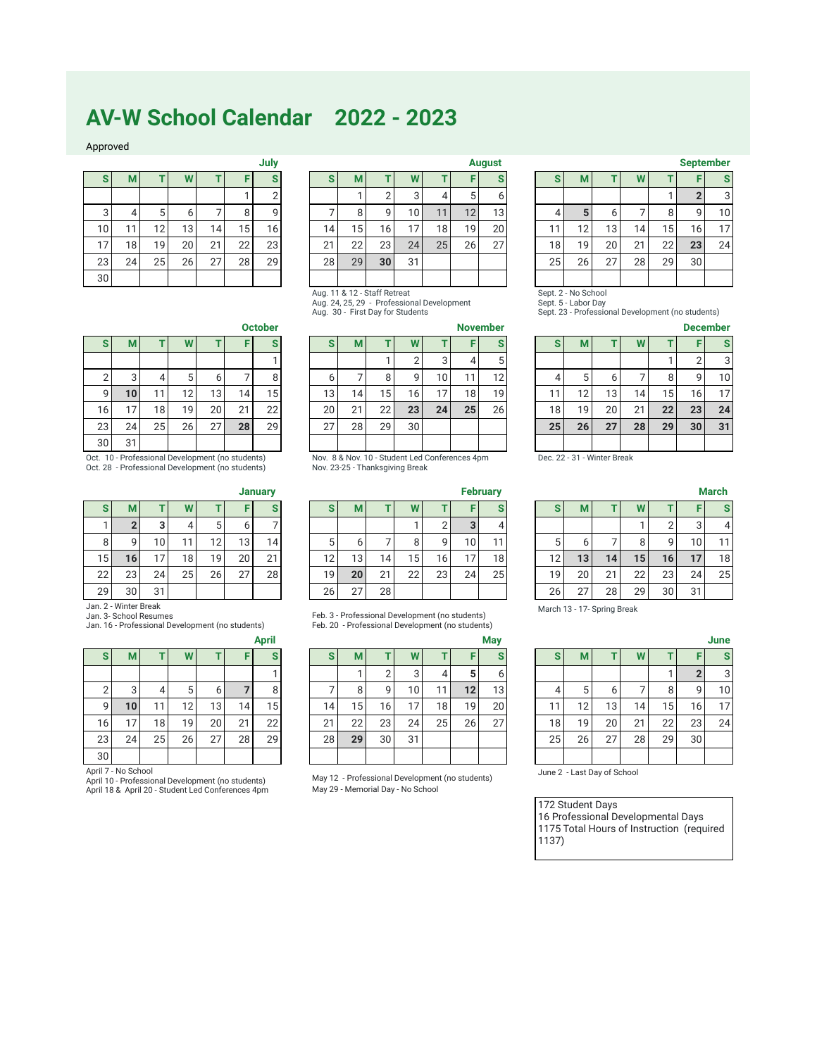# AV-W School Calendar 2022 - 2023

Approved

**July**

| S | M | T | W | T | F | S |
|---|---|---|---|---|---|---|
| | | | | | 1 | 2 |
| 3 | 4 | 5 | 6 | 7 | 8 | 9 |
| 10 | 11 | 12 | 13 | 14 | 15 | 16 |
| 17 | 18 | 19 | 20 | 21 | 22 | 23 |
| 24 | 25 | 26 | 27 | 28 | 29 | |
| 30 | | | | | | |

Note: the July grid is printed as shown; the 5th row reads 23, 24, 25, 26, 27, 28, 29 and the last row 30:

| S | M | T | W | T | F | S |
|---|---|---|---|---|---|---|
| | | | | | 1 | 2 |
| 3 | 4 | 5 | 6 | 7 | 8 | 9 |
| 10 | 11 | 12 | 13 | 14 | 15 | 16 |
| 17 | 18 | 19 | 20 | 21 | 22 | 23 |
| 23 | 24 | 25 | 26 | 27 | 28 | 29 |
| 30 | | | | | | |

**August**

| S | M | T | W | T | F | S |
|---|---|---|---|---|---|---|
| | 1 | 2 | 3 | 4 | 5 | 6 |
| 7 | 8 | 9 | 10 | 11 | 12 | 13 |
| 14 | 15 | 16 | 17 | 18 | 19 | 20 |
| 21 | 22 | 23 | 24 | 25 | 26 | 27 |
| 28 | 29 | **30** | 31 | | | |
| | | | | | | |

Aug. 11 & 12 - Staff Retreat
Aug. 24, 25, 29 - Professional Development
Aug. 30 - First Day for Students

**September**

| S | M | T | W | T | F | S |
|---|---|---|---|---|---|---|
| | | | | 1 | **2** | 3 |
| 4 | **5** | 6 | 7 | 8 | 9 | 10 |
| 11 | 12 | 13 | 14 | 15 | 16 | 17 |
| 18 | 19 | 20 | 21 | 22 | **23** | 24 |
| 25 | 26 | 27 | 28 | 29 | 30 | |
| | | | | | | |

Sept. 2 - No School
Sept. 5 - Labor Day
Sept. 23 - Professional Development (no students)

**October**

| S | M | T | W | T | F | S |
|---|---|---|---|---|---|---|
| | | | | | | 1 |
| 2 | 3 | 4 | 5 | 6 | 7 | 8 |
| 9 | **10** | 11 | 12 | 13 | 14 | 15 |
| 16 | 17 | 18 | 19 | 20 | 21 | 22 |
| 23 | 24 | 25 | 26 | 27 | **28** | 29 |
| 30 | 31 | | | | | |

Oct. 10 - Professional Development (no students)
Oct. 28 - Professional Development (no students)

**November**

| S | M | T | W | T | F | S |
|---|---|---|---|---|---|---|
| | | 1 | 2 | 3 | 4 | 5 |
| 6 | 7 | 8 | 9 | 10 | 11 | 12 |
| 13 | 14 | 15 | 16 | 17 | 18 | 19 |
| 20 | 21 | 22 | **23** | **24** | **25** | 26 |
| 27 | 28 | 29 | 30 | | | |
| | | | | | | |

Nov. 8 & Nov. 10 - Student Led Conferences 4pm
Nov. 23-25 - Thanksgiving Break

**December**

| S | M | T | W | T | F | S |
|---|---|---|---|---|---|---|
| | | | | 1 | 2 | 3 |
| 4 | 5 | 6 | 7 | 8 | 9 | 10 |
| 11 | 12 | 13 | 14 | 15 | 16 | 17 |
| 18 | 19 | 20 | 21 | **22** | **23** | **24** |
| **25** | **26** | **27** | **28** | **29** | **30** | **31** |
| | | | | | | |

Dec. 22 - 31 - Winter Break

**January**

| S | M | T | W | T | F | S |
|---|---|---|---|---|---|---|
| 1 | **2** | **3** | 4 | 5 | 6 | 7 |
| 8 | 9 | 10 | 11 | 12 | 13 | 14 |
| 15 | **16** | 17 | 18 | 19 | 20 | 21 |
| 22 | 23 | 24 | 25 | 26 | 27 | 28 |
| 29 | 30 | 31 | | | | |

Jan. 2 - Winter Break
Jan. 3- School Resumes
Jan. 16 - Professional Development (no students)

**February**

| S | M | T | W | T | F | S |
|---|---|---|---|---|---|---|
| | | | 1 | 2 | **3** | 4 |
| 5 | 6 | 7 | 8 | 9 | 10 | 11 |
| 12 | 13 | 14 | 15 | 16 | 17 | 18 |
| 19 | **20** | 21 | 22 | 23 | 24 | 25 |
| 26 | 27 | 28 | | | | |

Feb. 3 - Professional Development (no students)
Feb. 20 - Professional Development (no students)

**March**

| S | M | T | W | T | F | S |
|---|---|---|---|---|---|---|
| | | | 1 | 2 | 3 | 4 |
| 5 | 6 | 7 | 8 | 9 | 10 | 11 |
| 12 | **13** | **14** | **15** | **16** | **17** | 18 |
| 19 | 20 | 21 | 22 | 23 | 24 | 25 |
| 26 | 27 | 28 | 29 | 30 | 31 | |

March 13 - 17- Spring Break

**April**

| S | M | T | W | T | F | S |
|---|---|---|---|---|---|---|
| | | | | | | 1 |
| 2 | 3 | 4 | 5 | 6 | **7** | 8 |
| 9 | **10** | 11 | 12 | 13 | 14 | 15 |
| 16 | 17 | 18 | 19 | 20 | 21 | 22 |
| 23 | 24 | 25 | 26 | 27 | 28 | 29 |
| 30 | | | | | | |

April 7 - No School
April 10 - Professional Development (no students)
April 18 & April 20 - Student Led Conferences 4pm

**May**

| S | M | T | W | T | F | S |
|---|---|---|---|---|---|---|
| | 1 | 2 | 3 | 4 | **5** | 6 |
| 7 | 8 | 9 | 10 | 11 | **12** | 13 |
| 14 | 15 | 16 | 17 | 18 | 19 | 20 |
| 21 | 22 | 23 | 24 | 25 | 26 | 27 |
| 28 | **29** | 30 | 31 | | | |
| | | | | | | |

May 12 - Professional Development (no students)
May 29 - Memorial Day - No School

**June**

| S | M | T | W | T | F | S |
|---|---|---|---|---|---|---|
| | | | | 1 | **2** | 3 |
| 4 | 5 | 6 | 7 | 8 | 9 | 10 |
| 11 | 12 | 13 | 14 | 15 | 16 | 17 |
| 18 | 19 | 20 | 21 | 22 | 23 | 24 |
| 25 | 26 | 27 | 28 | 29 | 30 | |
| | | | | | | |

June 2 - Last Day of School

172 Student Days
16 Professional Developmental Days
1175 Total Hours of Instruction (required 1137)